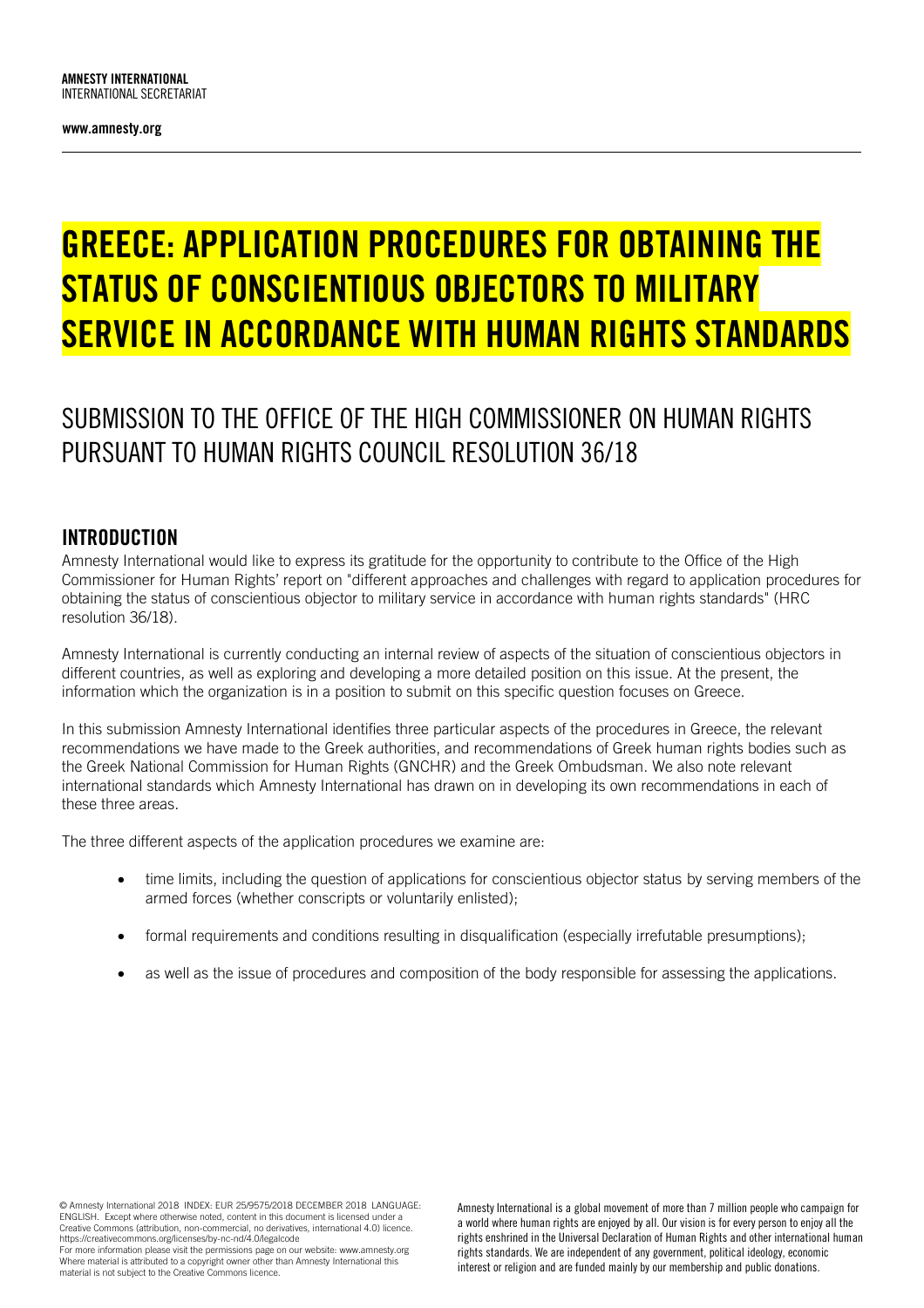**AMNESTY INTERNATIONAL**
INTERNATIONAL SECRETARIAT

**www.amnesty.org**

# GREECE: APPLICATION PROCEDURES FOR OBTAINING THE STATUS OF CONSCIENTIOUS OBJECTORS TO MILITARY SERVICE IN ACCORDANCE WITH HUMAN RIGHTS STANDARDS

## SUBMISSION TO THE OFFICE OF THE HIGH COMMISSIONER ON HUMAN RIGHTS PURSUANT TO HUMAN RIGHTS COUNCIL RESOLUTION 36/18

### INTRODUCTION

Amnesty International would like to express its gratitude for the opportunity to contribute to the Office of the High Commissioner for Human Rights' report on "different approaches and challenges with regard to application procedures for obtaining the status of conscientious objector to military service in accordance with human rights standards" (HRC resolution 36/18).

Amnesty International is currently conducting an internal review of aspects of the situation of conscientious objectors in different countries, as well as exploring and developing a more detailed position on this issue. At the present, the information which the organization is in a position to submit on this specific question focuses on Greece.

In this submission Amnesty International identifies three particular aspects of the procedures in Greece, the relevant recommendations we have made to the Greek authorities, and recommendations of Greek human rights bodies such as the Greek National Commission for Human Rights (GNCHR) and the Greek Ombudsman. We also note relevant international standards which Amnesty International has drawn on in developing its own recommendations in each of these three areas.

The three different aspects of the application procedures we examine are:

- time limits, including the question of applications for conscientious objector status by serving members of the armed forces (whether conscripts or voluntarily enlisted);
- formal requirements and conditions resulting in disqualification (especially irrefutable presumptions);
- as well as the issue of procedures and composition of the body responsible for assessing the applications.

© Amnesty International 2018 INDEX: EUR 25/9575/2018 DECEMBER 2018 LANGUAGE: ENGLISH. Except where otherwise noted, content in this document is licensed under a Creative Commons (attribution, non-commercial, no derivatives, international 4.0) licence. https://creativecommons.org/licenses/by-nc-nd/4.0/legalcode
For more information please visit the permissions page on our website: www.amnesty.org
Where material is attributed to a copyright owner other than Amnesty International this material is not subject to the Creative Commons licence.

Amnesty International is a global movement of more than 7 million people who campaign for a world where human rights are enjoyed by all. Our vision is for every person to enjoy all the rights enshrined in the Universal Declaration of Human Rights and other international human rights standards. We are independent of any government, political ideology, economic interest or religion and are funded mainly by our membership and public donations.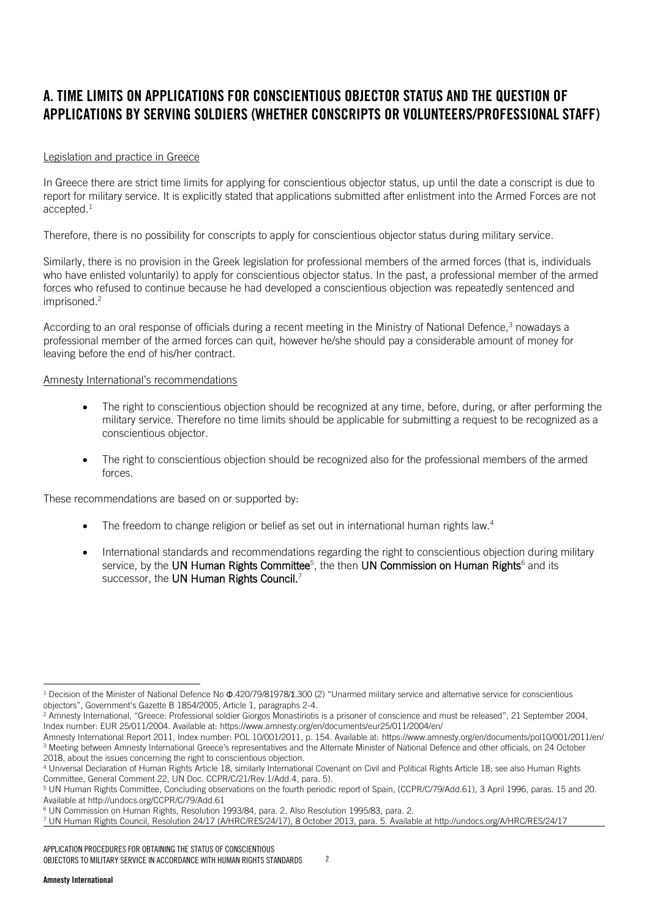## A. TIME LIMITS ON APPLICATIONS FOR CONSCIENTIOUS OBJECTOR STATUS AND THE QUESTION OF APPLICATIONS BY SERVING SOLDIERS (WHETHER CONSCRIPTS OR VOLUNTEERS/PROFESSIONAL STAFF)

Legislation and practice in Greece

In Greece there are strict time limits for applying for conscientious objector status, up until the date a conscript is due to report for military service. It is explicitly stated that applications submitted after enlistment into the Armed Forces are not accepted.[1]

Therefore, there is no possibility for conscripts to apply for conscientious objector status during military service.

Similarly, there is no provision in the Greek legislation for professional members of the armed forces (that is, individuals who have enlisted voluntarily) to apply for conscientious objector status. In the past, a professional member of the armed forces who refused to continue because he had developed a conscientious objection was repeatedly sentenced and imprisoned.[2]

According to an oral response of officials during a recent meeting in the Ministry of National Defence,[3] nowadays a professional member of the armed forces can quit, however he/she should pay a considerable amount of money for leaving before the end of his/her contract.

Amnesty International's recommendations

- The right to conscientious objection should be recognized at any time, before, during, or after performing the military service. Therefore no time limits should be applicable for submitting a request to be recognized as a conscientious objector.
- The right to conscientious objection should be recognized also for the professional members of the armed forces.

These recommendations are based on or supported by:

- The freedom to change religion or belief as set out in international human rights law.[4]
- International standards and recommendations regarding the right to conscientious objection during military service, by the UN Human Rights Committee[5], the then UN Commission on Human Rights[6] and its successor, the UN Human Rights Council.[7]

---

[1] Decision of the Minister of National Defence No Φ.420/79/81978/Σ.300 (2) "Unarmed military service and alternative service for conscientious objectors", Government's Gazette B 1854/2005, Article 1, paragraphs 2-4.

[2] Amnesty International, "Greece: Professional soldier Giorgos Monastiriotis is a prisoner of conscience and must be released", 21 September 2004, Index number: EUR 25/011/2004. Available at: https://www.amnesty.org/en/documents/eur25/011/2004/en/
Amnesty International Report 2011, Index number: POL 10/001/2011, p. 154. Available at: https://www.amnesty.org/en/documents/pol10/001/2011/en/

[3] Meeting between Amnesty International Greece's representatives and the Alternate Minister of National Defence and other officials, on 24 October 2018, about the issues concerning the right to conscientious objection.

[4] Universal Declaration of Human Rights Article 18, similarly International Covenant on Civil and Political Rights Article 18; see also Human Rights Committee, General Comment 22, UN Doc. CCPR/C/21/Rev.1/Add.4, para. 5).

[5] UN Human Rights Committee, Concluding observations on the fourth periodic report of Spain, (CCPR/C/79/Add.61), 3 April 1996, paras. 15 and 20. Available at http://undocs.org/CCPR/C/79/Add.61

[6] UN Commission on Human Rights, Resolution 1993/84, para. 2. Also Resolution 1995/83, para. 2.

[7] UN Human Rights Council, Resolution 24/17 (A/HRC/RES/24/17), 8 October 2013, para. 5. Available at http://undocs.org/A/HRC/RES/24/17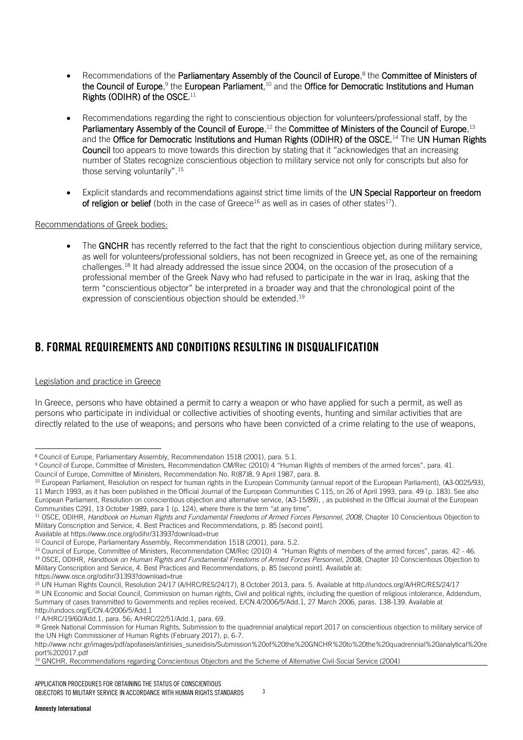- Recommendations of the **Parliamentary Assembly of the Council of Europe**,[8] the **Committee of Ministers of the Council of Europe**,[9] the **European Parliament**,[10] and the **Office for Democratic Institutions and Human Rights (ODIHR) of the OSCE.**[11]

- Recommendations regarding the right to conscientious objection for volunteers/professional staff, by the **Parliamentary Assembly of the Council of Europe**,[12] the **Committee of Ministers of the Council of Europe**,[13] and the **Office for Democratic Institutions and Human Rights (ODIHR) of the OSCE.**[14] The **UN Human Rights Council** too appears to move towards this direction by stating that it "acknowledges that an increasing number of States recognize conscientious objection to military service not only for conscripts but also for those serving voluntarily".[15]

- Explicit standards and recommendations against strict time limits of the **UN Special Rapporteur on freedom of religion or belief** (both in the case of Greece[16] as well as in cases of other states[17]).

Recommendations of Greek bodies:

- The **GNCHR** has recently referred to the fact that the right to conscientious objection during military service, as well for volunteers/professional soldiers, has not been recognized in Greece yet, as one of the remaining challenges.[18] It had already addressed the issue since 2004, on the occasion of the prosecution of a professional member of the Greek Navy who had refused to participate in the war in Iraq, asking that the term "conscientious objector" be interpreted in a broader way and that the chronological point of the expression of conscientious objection should be extended.[19]

## B. FORMAL REQUIREMENTS AND CONDITIONS RESULTING IN DISQUALIFICATION

Legislation and practice in Greece

In Greece, persons who have obtained a permit to carry a weapon or who have applied for such a permit, as well as persons who participate in individual or collective activities of shooting events, hunting and similar activities that are directly related to the use of weapons; and persons who have been convicted of a crime relating to the use of weapons,

---

[8] Council of Europe, Parliamentary Assembly, Recommendation 1518 (2001), para. 5.1.

[9] Council of Europe, Committee of Ministers, Recommendation CM/Rec (2010) 4 "Human Rights of members of the armed forces", para. 41. Council of Europe, Committee of Ministers, Recommendation No. R(87)8, 9 April 1987, para. 8.

[10] European Parliament, Resolution on respect for human rights in the European Community (annual report of the European Parliament), (A3-0025/93), 11 March 1993, as it has been published in the Official Journal of the European Communities C 115, on 26 of April 1993, para. 49 (p. 183). See also European Parliament, Resolution on conscientious objection and alternative service, (A3-15/89), , as published in the Official Journal of the European Communities C291, 13 October 1989, para 1 (p. 124), where there is the term "at any time".

[11] OSCE, ODIHR, *Handbook on Human Rights and Fundamental Freedoms of Armed Forces Personnel, 2008*, Chapter 10 Conscientious Objection to Military Conscription and Service, 4. Best Practices and Recommendations, p. 85 [second point]. Available at https://www.osce.org/odihr/31393?download=true

[12] Council of Europe, Parliamentary Assembly, Recommendation 1518 (2001), para. 5.2.

[13] Council of Europe, Committee of Ministers, Recommendation CM/Rec (2010) 4 "Human Rights of members of the armed forces", paras. 42 - 46.

[14] OSCE, ODIHR, *Handbook on Human Rights and Fundamental Freedoms of Armed Forces Personnel*, 2008, Chapter 10 Conscientious Objection to Military Conscription and Service, 4. Best Practices and Recommendations, p. 85 [second point]. Available at: https://www.osce.org/odihr/31393?download=true

[15] UN Human Rights Council, Resolution 24/17 (A/HRC/RES/24/17), 8 October 2013, para. 5. Available at http://undocs.org/A/HRC/RES/24/17

[16] UN Economic and Social Council, Commission on human rights, Civil and political rights, including the question of religious intolerance, Addendum, Summary of cases transmitted to Governments and replies received, E/CN.4/2006/5/Add.1, 27 March 2006, paras. 138-139. Available at http://undocs.org/E/CN.4/2006/5/Add.1

[17] A/HRC/19/60/Add.1, para. 56; A/HRC/22/51/Add.1, para. 69.

[18] Greek National Commission for Human Rights, Submission to the quadrennial analytical report 2017 on conscientious objection to military service of the UN High Commissioner of Human Rights (February 2017), p. 6-7. http://www.nchr.gr/images/pdf/apofaseis/antirisies_suneidisis/Submission%20of%20the%20GNCHR%20to%20the%20quadrennial%20analytical%20report%202017.pdf

[19] GNCHR, Recommendations regarding Conscientious Objectors and the Scheme of Alternative Civil-Social Service (2004)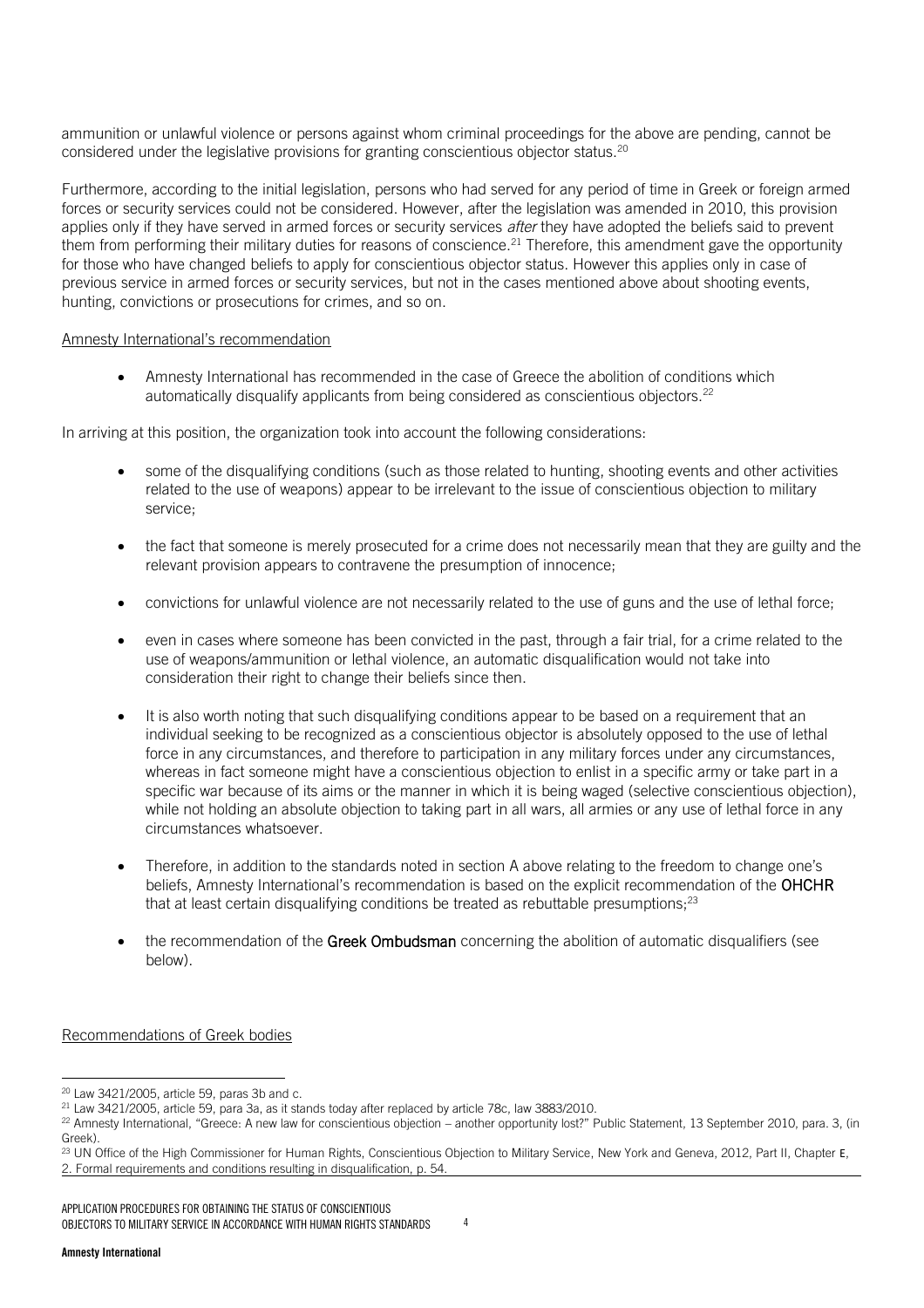ammunition or unlawful violence or persons against whom criminal proceedings for the above are pending, cannot be considered under the legislative provisions for granting conscientious objector status.[20]

Furthermore, according to the initial legislation, persons who had served for any period of time in Greek or foreign armed forces or security services could not be considered. However, after the legislation was amended in 2010, this provision applies only if they have served in armed forces or security services *after* they have adopted the beliefs said to prevent them from performing their military duties for reasons of conscience.[21] Therefore, this amendment gave the opportunity for those who have changed beliefs to apply for conscientious objector status. However this applies only in case of previous service in armed forces or security services, but not in the cases mentioned above about shooting events, hunting, convictions or prosecutions for crimes, and so on.

Amnesty International's recommendation

- Amnesty International has recommended in the case of Greece the abolition of conditions which automatically disqualify applicants from being considered as conscientious objectors.[22]

In arriving at this position, the organization took into account the following considerations:

- some of the disqualifying conditions (such as those related to hunting, shooting events and other activities related to the use of weapons) appear to be irrelevant to the issue of conscientious objection to military service;
- the fact that someone is merely prosecuted for a crime does not necessarily mean that they are guilty and the relevant provision appears to contravene the presumption of innocence;
- convictions for unlawful violence are not necessarily related to the use of guns and the use of lethal force;
- even in cases where someone has been convicted in the past, through a fair trial, for a crime related to the use of weapons/ammunition or lethal violence, an automatic disqualification would not take into consideration their right to change their beliefs since then.
- It is also worth noting that such disqualifying conditions appear to be based on a requirement that an individual seeking to be recognized as a conscientious objector is absolutely opposed to the use of lethal force in any circumstances, and therefore to participation in any military forces under any circumstances, whereas in fact someone might have a conscientious objection to enlist in a specific army or take part in a specific war because of its aims or the manner in which it is being waged (selective conscientious objection), while not holding an absolute objection to taking part in all wars, all armies or any use of lethal force in any circumstances whatsoever.
- Therefore, in addition to the standards noted in section A above relating to the freedom to change one's beliefs, Amnesty International's recommendation is based on the explicit recommendation of the **OHCHR** that at least certain disqualifying conditions be treated as rebuttable presumptions;[23]
- the recommendation of the **Greek Ombudsman** concerning the abolition of automatic disqualifiers (see below).

Recommendations of Greek bodies

[20] Law 3421/2005, article 59, paras 3b and c.

[21] Law 3421/2005, article 59, para 3a, as it stands today after replaced by article 78c, law 3883/2010.

[22] Amnesty International, "Greece: A new law for conscientious objection – another opportunity lost?" Public Statement, 13 September 2010, para. 3, (in Greek).

[23] UN Office of the High Commissioner for Human Rights, Conscientious Objection to Military Service, New York and Geneva, 2012, Part II, Chapter E, 2. Formal requirements and conditions resulting in disqualification, p. 54.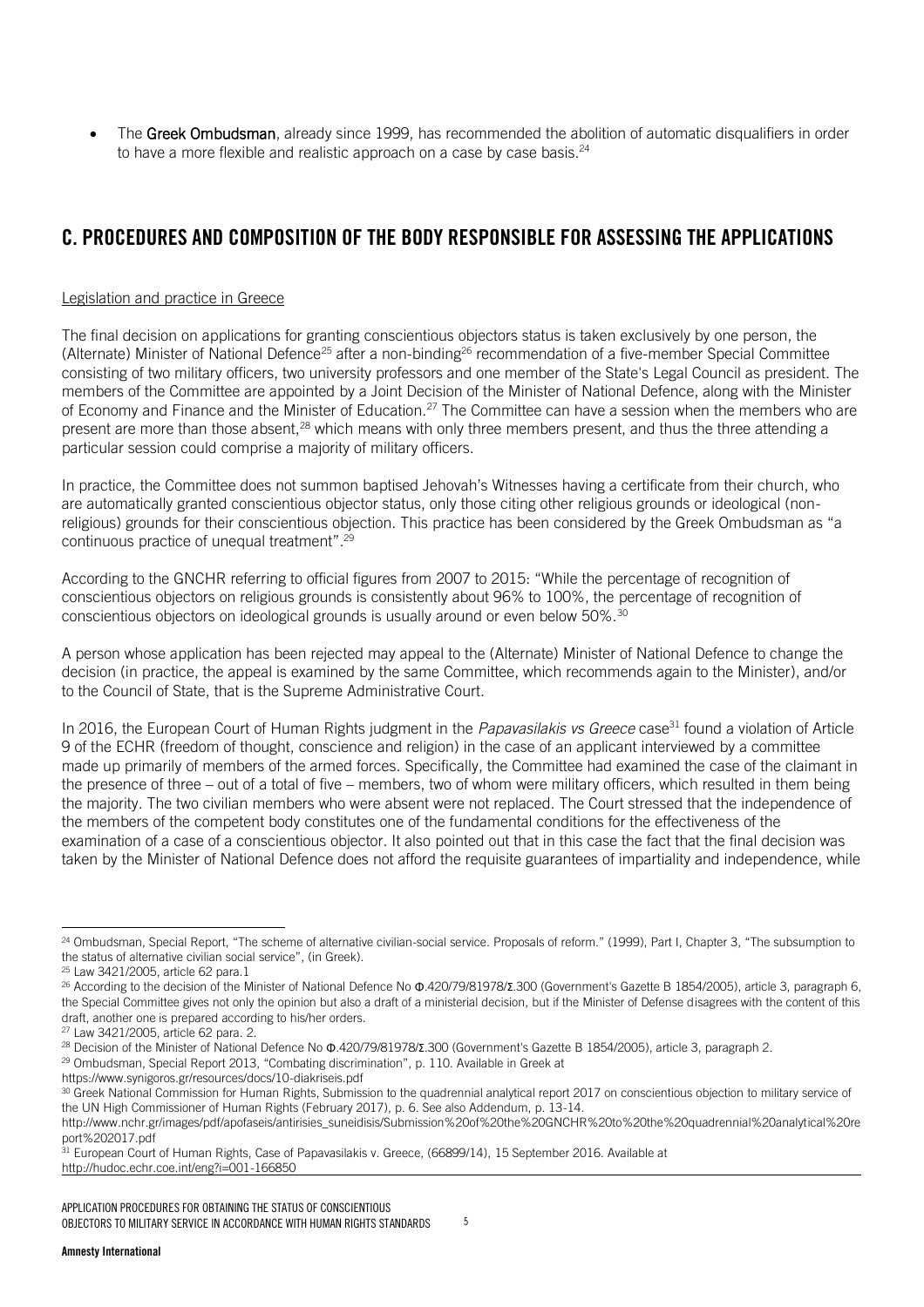- The **Greek Ombudsman**, already since 1999, has recommended the abolition of automatic disqualifiers in order to have a more flexible and realistic approach on a case by case basis.[24]

## C. PROCEDURES AND COMPOSITION OF THE BODY RESPONSIBLE FOR ASSESSING THE APPLICATIONS

Legislation and practice in Greece

The final decision on applications for granting conscientious objectors status is taken exclusively by one person, the (Alternate) Minister of National Defence[25] after a non-binding[26] recommendation of a five-member Special Committee consisting of two military officers, two university professors and one member of the State's Legal Council as president. The members of the Committee are appointed by a Joint Decision of the Minister of National Defence, along with the Minister of Economy and Finance and the Minister of Education.[27] The Committee can have a session when the members who are present are more than those absent,[28] which means with only three members present, and thus the three attending a particular session could comprise a majority of military officers.

In practice, the Committee does not summon baptised Jehovah's Witnesses having a certificate from their church, who are automatically granted conscientious objector status, only those citing other religious grounds or ideological (non-religious) grounds for their conscientious objection. This practice has been considered by the Greek Ombudsman as "a continuous practice of unequal treatment".[29]

According to the GNCHR referring to official figures from 2007 to 2015: "While the percentage of recognition of conscientious objectors on religious grounds is consistently about 96% to 100%, the percentage of recognition of conscientious objectors on ideological grounds is usually around or even below 50%.[30]

A person whose application has been rejected may appeal to the (Alternate) Minister of National Defence to change the decision (in practice, the appeal is examined by the same Committee, which recommends again to the Minister), and/or to the Council of State, that is the Supreme Administrative Court.

In 2016, the European Court of Human Rights judgment in the *Papavasilakis vs Greece* case[31] found a violation of Article 9 of the ECHR (freedom of thought, conscience and religion) in the case of an applicant interviewed by a committee made up primarily of members of the armed forces. Specifically, the Committee had examined the case of the claimant in the presence of three – out of a total of five – members, two of whom were military officers, which resulted in them being the majority. The two civilian members who were absent were not replaced. The Court stressed that the independence of the members of the competent body constitutes one of the fundamental conditions for the effectiveness of the examination of a case of a conscientious objector. It also pointed out that in this case the fact that the final decision was taken by the Minister of National Defence does not afford the requisite guarantees of impartiality and independence, while

---

[24] Ombudsman, Special Report, "The scheme of alternative civilian-social service. Proposals of reform." (1999), Part I, Chapter 3, "The subsumption to the status of alternative civilian social service", (in Greek).

[25] Law 3421/2005, article 62 para.1

[26] According to the decision of the Minister of National Defence No Φ.420/79/81978/Σ.300 (Government's Gazette B 1854/2005), article 3, paragraph 6, the Special Committee gives not only the opinion but also a draft of a ministerial decision, but if the Minister of Defense disagrees with the content of this draft, another one is prepared according to his/her orders.

[27] Law 3421/2005, article 62 para. 2.

[28] Decision of the Minister of National Defence No Φ.420/79/81978/Σ.300 (Government's Gazette B 1854/2005), article 3, paragraph 2.

[29] Ombudsman, Special Report 2013, "Combating discrimination", p. 110. Available in Greek at https://www.synigoros.gr/resources/docs/10-diakriseis.pdf

[30] Greek National Commission for Human Rights, Submission to the quadrennial analytical report 2017 on conscientious objection to military service of the UN High Commissioner of Human Rights (February 2017), p. 6. See also Addendum, p. 13-14. http://www.nchr.gr/images/pdf/apofaseis/antirisies_suneidisis/Submission%20of%20the%20GNCHR%20to%20the%20quadrennial%20analytical%20report%202017.pdf

[31] European Court of Human Rights, Case of Papavasilakis v. Greece, (66899/14), 15 September 2016. Available at http://hudoc.echr.coe.int/eng?i=001-166850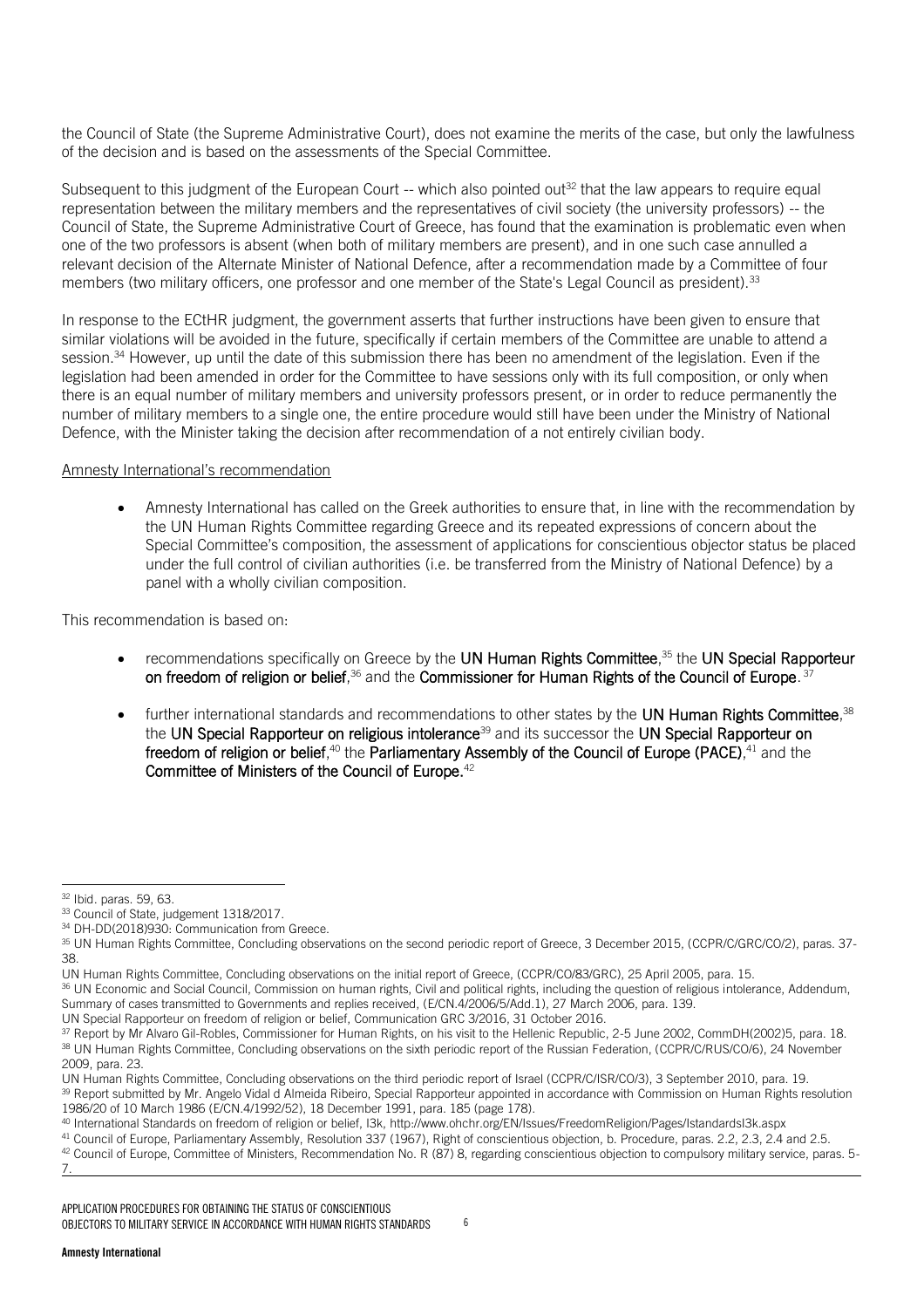the Council of State (the Supreme Administrative Court), does not examine the merits of the case, but only the lawfulness of the decision and is based on the assessments of the Special Committee.

Subsequent to this judgment of the European Court -- which also pointed out[32] that the law appears to require equal representation between the military members and the representatives of civil society (the university professors) -- the Council of State, the Supreme Administrative Court of Greece, has found that the examination is problematic even when one of the two professors is absent (when both of military members are present), and in one such case annulled a relevant decision of the Alternate Minister of National Defence, after a recommendation made by a Committee of four members (two military officers, one professor and one member of the State's Legal Council as president).[33]

In response to the ECtHR judgment, the government asserts that further instructions have been given to ensure that similar violations will be avoided in the future, specifically if certain members of the Committee are unable to attend a session.[34] However, up until the date of this submission there has been no amendment of the legislation. Even if the legislation had been amended in order for the Committee to have sessions only with its full composition, or only when there is an equal number of military members and university professors present, or in order to reduce permanently the number of military members to a single one, the entire procedure would still have been under the Ministry of National Defence, with the Minister taking the decision after recommendation of a not entirely civilian body.

Amnesty International's recommendation

- Amnesty International has called on the Greek authorities to ensure that, in line with the recommendation by the UN Human Rights Committee regarding Greece and its repeated expressions of concern about the Special Committee's composition, the assessment of applications for conscientious objector status be placed under the full control of civilian authorities (i.e. be transferred from the Ministry of National Defence) by a panel with a wholly civilian composition.

This recommendation is based on:

- recommendations specifically on Greece by the **UN Human Rights Committee**,[35] the **UN Special Rapporteur on freedom of religion or belief**,[36] and the **Commissioner for Human Rights of the Council of Europe**.[37]
- further international standards and recommendations to other states by the **UN Human Rights Committee**,[38] the **UN Special Rapporteur on religious intolerance**[39] and its successor the **UN Special Rapporteur on freedom of religion or belief**,[40] the **Parliamentary Assembly of the Council of Europe (PACE)**,[41] and the **Committee of Ministers of the Council of Europe**.[42]

---

[32] Ibid. paras. 59, 63.

[33] Council of State, judgement 1318/2017.

[34] DH-DD(2018)930: Communication from Greece.

[35] UN Human Rights Committee, Concluding observations on the second periodic report of Greece, 3 December 2015, (CCPR/C/GRC/CO/2), paras. 37-38.
UN Human Rights Committee, Concluding observations on the initial report of Greece, (CCPR/CO/83/GRC), 25 April 2005, para. 15.

[36] UN Economic and Social Council, Commission on human rights, Civil and political rights, including the question of religious intolerance, Addendum, Summary of cases transmitted to Governments and replies received, (E/CN.4/2006/5/Add.1), 27 March 2006, para. 139.
UN Special Rapporteur on freedom of religion or belief, Communication GRC 3/2016, 31 October 2016.

[37] Report by Mr Alvaro Gil-Robles, Commissioner for Human Rights, on his visit to the Hellenic Republic, 2-5 June 2002, CommDH(2002)5, para. 18.

[38] UN Human Rights Committee, Concluding observations on the sixth periodic report of the Russian Federation, (CCPR/C/RUS/CO/6), 24 November 2009, para. 23.
UN Human Rights Committee, Concluding observations on the third periodic report of Israel (CCPR/C/ISR/CO/3), 3 September 2010, para. 19.

[39] Report submitted by Mr. Angelo Vidal d Almeida Ribeiro, Special Rapporteur appointed in accordance with Commission on Human Rights resolution 1986/20 of 10 March 1986 (E/CN.4/1992/52), 18 December 1991, para. 185 (page 178).

[40] International Standards on freedom of religion or belief, I3k, http://www.ohchr.org/EN/Issues/FreedomReligion/Pages/IstandardsI3k.aspx

[41] Council of Europe, Parliamentary Assembly, Resolution 337 (1967), Right of conscientious objection, b. Procedure, paras. 2.2, 2.3, 2.4 and 2.5.

[42] Council of Europe, Committee of Ministers, Recommendation No. R (87) 8, regarding conscientious objection to compulsory military service, paras. 5-7.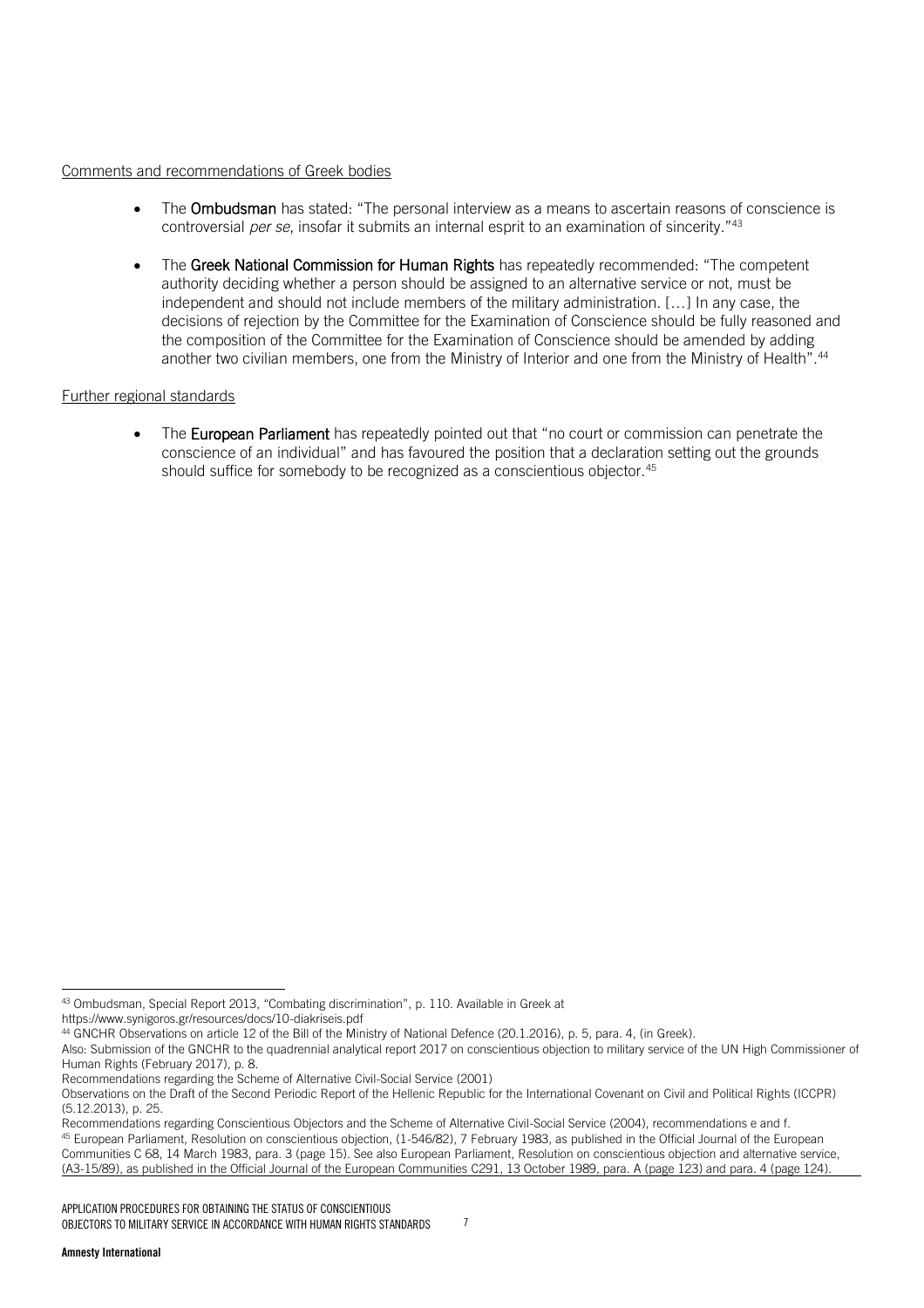Comments and recommendations of Greek bodies

- The **Ombudsman** has stated: "The personal interview as a means to ascertain reasons of conscience is controversial *per se*, insofar it submits an internal esprit to an examination of sincerity."[43]
- The **Greek National Commission for Human Rights** has repeatedly recommended: "The competent authority deciding whether a person should be assigned to an alternative service or not, must be independent and should not include members of the military administration. […] In any case, the decisions of rejection by the Committee for the Examination of Conscience should be fully reasoned and the composition of the Committee for the Examination of Conscience should be amended by adding another two civilian members, one from the Ministry of Interior and one from the Ministry of Health".[44]

Further regional standards

- The **European Parliament** has repeatedly pointed out that "no court or commission can penetrate the conscience of an individual" and has favoured the position that a declaration setting out the grounds should suffice for somebody to be recognized as a conscientious objector.[45]

---

[43] Ombudsman, Special Report 2013, "Combating discrimination", p. 110. Available in Greek at https://www.synigoros.gr/resources/docs/10-diakriseis.pdf

[44] GNCHR Observations on article 12 of the Bill of the Ministry of National Defence (20.1.2016), p. 5, para. 4, (in Greek).
Also: Submission of the GNCHR to the quadrennial analytical report 2017 on conscientious objection to military service of the UN High Commissioner of Human Rights (February 2017), p. 8.
Recommendations regarding the Scheme of Alternative Civil-Social Service (2001)
Observations on the Draft of the Second Periodic Report of the Hellenic Republic for the International Covenant on Civil and Political Rights (ICCPR) (5.12.2013), p. 25.
Recommendations regarding Conscientious Objectors and the Scheme of Alternative Civil-Social Service (2004), recommendations e and f.

[45] European Parliament, Resolution on conscientious objection, (1-546/82), 7 February 1983, as published in the Official Journal of the European Communities C 68, 14 March 1983, para. 3 (page 15). See also European Parliament, Resolution on conscientious objection and alternative service, (A3-15/89), as published in the Official Journal of the European Communities C291, 13 October 1989, para. A (page 123) and para. 4 (page 124).